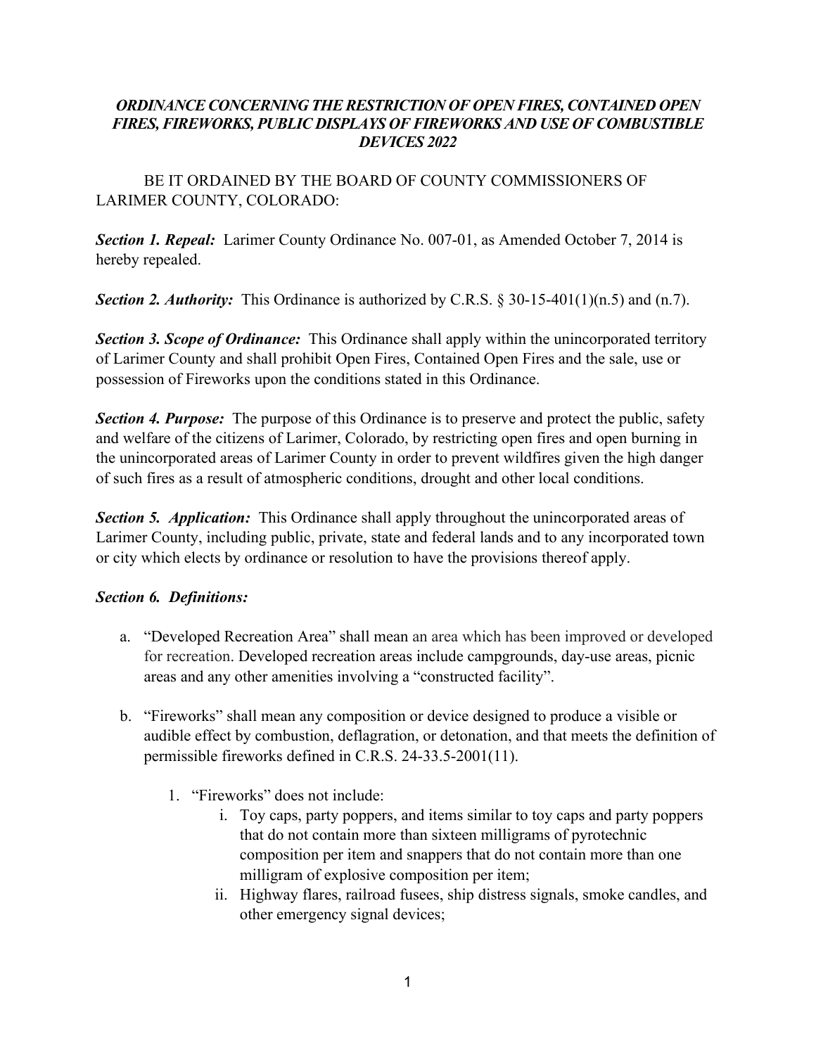***ORDINANCE CONCERNING THE RESTRICTION OF OPEN FIRES, CONTAINED OPEN FIRES, FIREWORKS, PUBLIC DISPLAYS OF FIREWORKS AND USE OF COMBUSTIBLE DEVICES 2022***

BE IT ORDAINED BY THE BOARD OF COUNTY COMMISSIONERS OF LARIMER COUNTY, COLORADO:

***Section 1. Repeal:*** Larimer County Ordinance No. 007-01, as Amended October 7, 2014 is hereby repealed.

***Section 2. Authority:*** This Ordinance is authorized by C.R.S. § 30-15-401(1)(n.5) and (n.7).

***Section 3. Scope of Ordinance:*** This Ordinance shall apply within the unincorporated territory of Larimer County and shall prohibit Open Fires, Contained Open Fires and the sale, use or possession of Fireworks upon the conditions stated in this Ordinance.

***Section 4. Purpose:*** The purpose of this Ordinance is to preserve and protect the public, safety and welfare of the citizens of Larimer, Colorado, by restricting open fires and open burning in the unincorporated areas of Larimer County in order to prevent wildfires given the high danger of such fires as a result of atmospheric conditions, drought and other local conditions.

***Section 5. Application:*** This Ordinance shall apply throughout the unincorporated areas of Larimer County, including public, private, state and federal lands and to any incorporated town or city which elects by ordinance or resolution to have the provisions thereof apply.

***Section 6. Definitions:***

a. "Developed Recreation Area" shall mean an area which has been improved or developed for recreation. Developed recreation areas include campgrounds, day-use areas, picnic areas and any other amenities involving a "constructed facility".

b. "Fireworks" shall mean any composition or device designed to produce a visible or audible effect by combustion, deflagration, or detonation, and that meets the definition of permissible fireworks defined in C.R.S. 24-33.5-2001(11).

   1. "Fireworks" does not include:

      i. Toy caps, party poppers, and items similar to toy caps and party poppers that do not contain more than sixteen milligrams of pyrotechnic composition per item and snappers that do not contain more than one milligram of explosive composition per item;

      ii. Highway flares, railroad fusees, ship distress signals, smoke candles, and other emergency signal devices;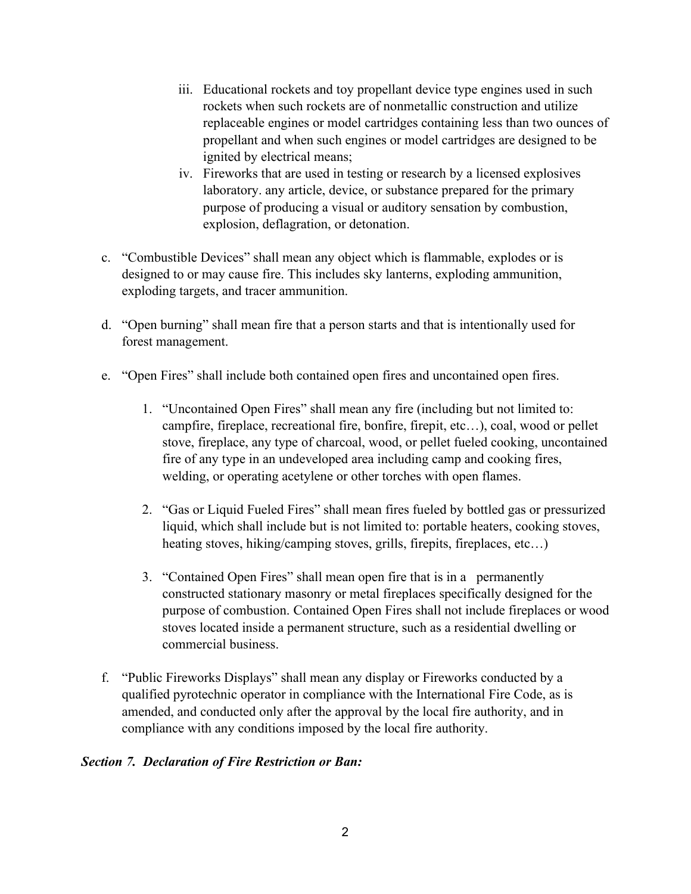iii. Educational rockets and toy propellant device type engines used in such rockets when such rockets are of nonmetallic construction and utilize replaceable engines or model cartridges containing less than two ounces of propellant and when such engines or model cartridges are designed to be ignited by electrical means;

   iv. Fireworks that are used in testing or research by a licensed explosives laboratory. any article, device, or substance prepared for the primary purpose of producing a visual or auditory sensation by combustion, explosion, deflagration, or detonation.

c. "Combustible Devices" shall mean any object which is flammable, explodes or is designed to or may cause fire. This includes sky lanterns, exploding ammunition, exploding targets, and tracer ammunition.

d. "Open burning" shall mean fire that a person starts and that is intentionally used for forest management.

e. "Open Fires" shall include both contained open fires and uncontained open fires.

   1. "Uncontained Open Fires" shall mean any fire (including but not limited to: campfire, fireplace, recreational fire, bonfire, firepit, etc…), coal, wood or pellet stove, fireplace, any type of charcoal, wood, or pellet fueled cooking, uncontained fire of any type in an undeveloped area including camp and cooking fires, welding, or operating acetylene or other torches with open flames.

   2. "Gas or Liquid Fueled Fires" shall mean fires fueled by bottled gas or pressurized liquid, which shall include but is not limited to: portable heaters, cooking stoves, heating stoves, hiking/camping stoves, grills, firepits, fireplaces, etc…)

   3. "Contained Open Fires" shall mean open fire that is in a permanently constructed stationary masonry or metal fireplaces specifically designed for the purpose of combustion. Contained Open Fires shall not include fireplaces or wood stoves located inside a permanent structure, such as a residential dwelling or commercial business.

f. "Public Fireworks Displays" shall mean any display or Fireworks conducted by a qualified pyrotechnic operator in compliance with the International Fire Code, as is amended, and conducted only after the approval by the local fire authority, and in compliance with any conditions imposed by the local fire authority.

***Section 7. Declaration of Fire Restriction or Ban:***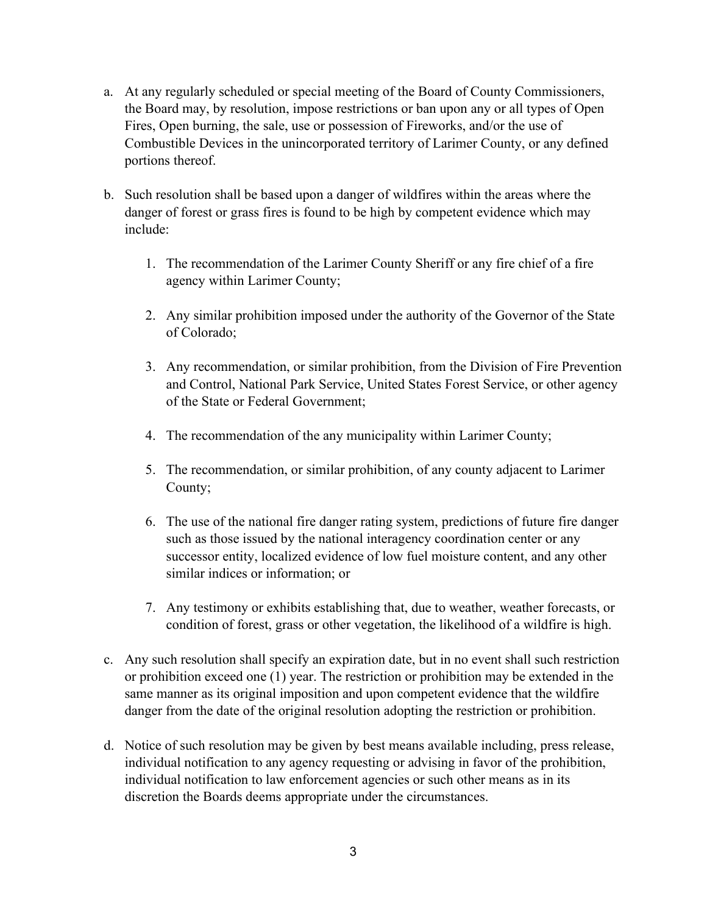a. At any regularly scheduled or special meeting of the Board of County Commissioners, the Board may, by resolution, impose restrictions or ban upon any or all types of Open Fires, Open burning, the sale, use or possession of Fireworks, and/or the use of Combustible Devices in the unincorporated territory of Larimer County, or any defined portions thereof.

b. Such resolution shall be based upon a danger of wildfires within the areas where the danger of forest or grass fires is found to be high by competent evidence which may include:

   1. The recommendation of the Larimer County Sheriff or any fire chief of a fire agency within Larimer County;

   2. Any similar prohibition imposed under the authority of the Governor of the State of Colorado;

   3. Any recommendation, or similar prohibition, from the Division of Fire Prevention and Control, National Park Service, United States Forest Service, or other agency of the State or Federal Government;

   4. The recommendation of the any municipality within Larimer County;

   5. The recommendation, or similar prohibition, of any county adjacent to Larimer County;

   6. The use of the national fire danger rating system, predictions of future fire danger such as those issued by the national interagency coordination center or any successor entity, localized evidence of low fuel moisture content, and any other similar indices or information; or

   7. Any testimony or exhibits establishing that, due to weather, weather forecasts, or condition of forest, grass or other vegetation, the likelihood of a wildfire is high.

c. Any such resolution shall specify an expiration date, but in no event shall such restriction or prohibition exceed one (1) year. The restriction or prohibition may be extended in the same manner as its original imposition and upon competent evidence that the wildfire danger from the date of the original resolution adopting the restriction or prohibition.

d. Notice of such resolution may be given by best means available including, press release, individual notification to any agency requesting or advising in favor of the prohibition, individual notification to law enforcement agencies or such other means as in its discretion the Boards deems appropriate under the circumstances.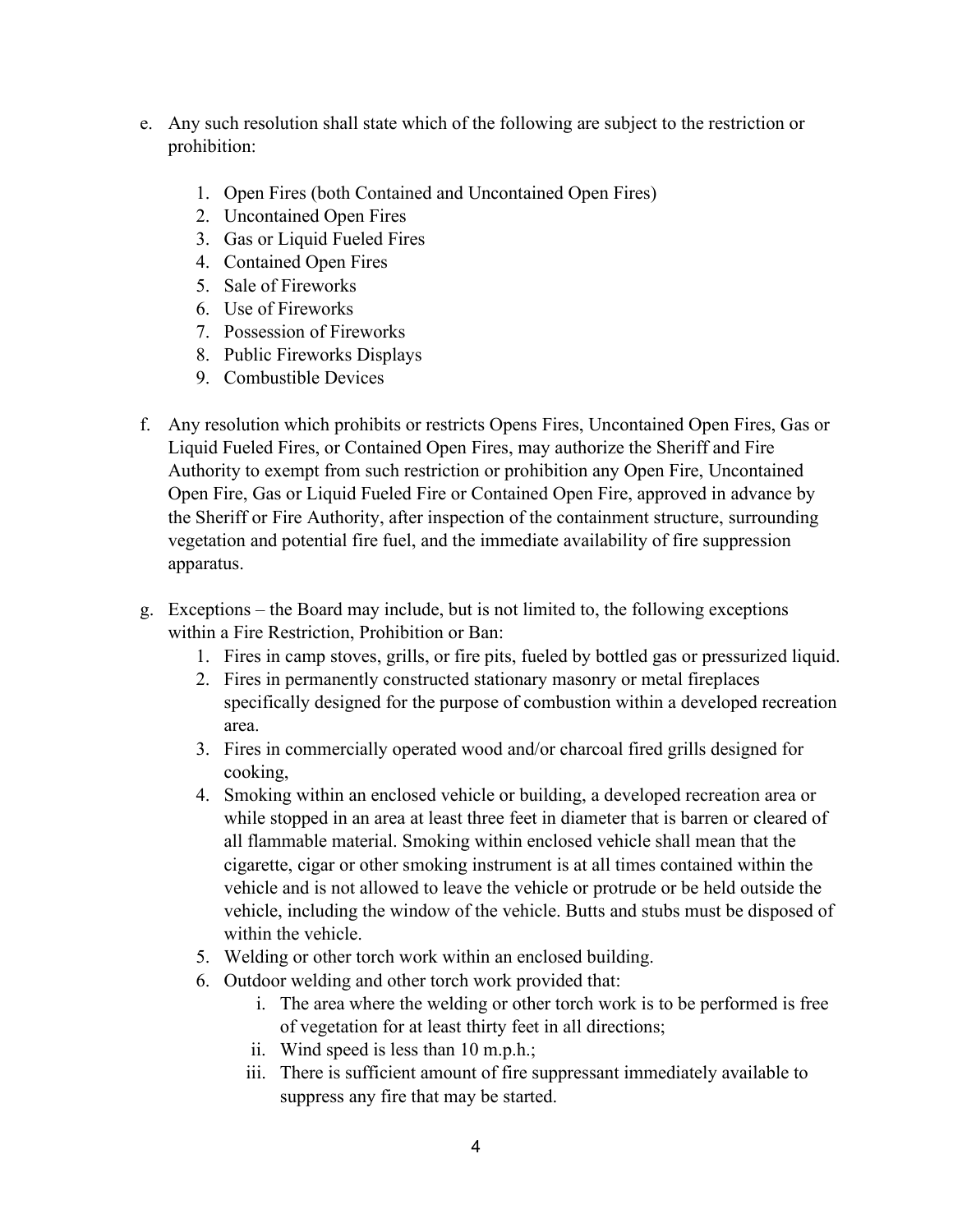e. Any such resolution shall state which of the following are subject to the restriction or prohibition:

   1. Open Fires (both Contained and Uncontained Open Fires)
   2. Uncontained Open Fires
   3. Gas or Liquid Fueled Fires
   4. Contained Open Fires
   5. Sale of Fireworks
   6. Use of Fireworks
   7. Possession of Fireworks
   8. Public Fireworks Displays
   9. Combustible Devices

f. Any resolution which prohibits or restricts Opens Fires, Uncontained Open Fires, Gas or Liquid Fueled Fires, or Contained Open Fires, may authorize the Sheriff and Fire Authority to exempt from such restriction or prohibition any Open Fire, Uncontained Open Fire, Gas or Liquid Fueled Fire or Contained Open Fire, approved in advance by the Sheriff or Fire Authority, after inspection of the containment structure, surrounding vegetation and potential fire fuel, and the immediate availability of fire suppression apparatus.

g. Exceptions – the Board may include, but is not limited to, the following exceptions within a Fire Restriction, Prohibition or Ban:
   1. Fires in camp stoves, grills, or fire pits, fueled by bottled gas or pressurized liquid.
   2. Fires in permanently constructed stationary masonry or metal fireplaces specifically designed for the purpose of combustion within a developed recreation area.
   3. Fires in commercially operated wood and/or charcoal fired grills designed for cooking,
   4. Smoking within an enclosed vehicle or building, a developed recreation area or while stopped in an area at least three feet in diameter that is barren or cleared of all flammable material. Smoking within enclosed vehicle shall mean that the cigarette, cigar or other smoking instrument is at all times contained within the vehicle and is not allowed to leave the vehicle or protrude or be held outside the vehicle, including the window of the vehicle. Butts and stubs must be disposed of within the vehicle.
   5. Welding or other torch work within an enclosed building.
   6. Outdoor welding and other torch work provided that:
      i. The area where the welding or other torch work is to be performed is free of vegetation for at least thirty feet in all directions;
      ii. Wind speed is less than 10 m.p.h.;
      iii. There is sufficient amount of fire suppressant immediately available to suppress any fire that may be started.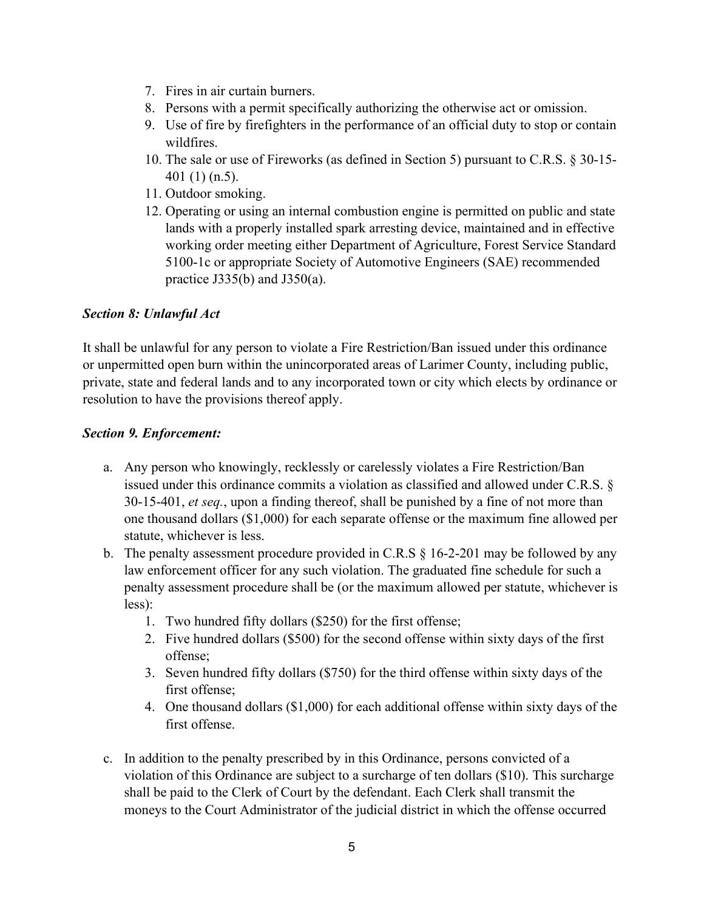7. Fires in air curtain burners.
8. Persons with a permit specifically authorizing the otherwise act or omission.
9. Use of fire by firefighters in the performance of an official duty to stop or contain wildfires.
10. The sale or use of Fireworks (as defined in Section 5) pursuant to C.R.S. § 30-15-401 (1) (n.5).
11. Outdoor smoking.
12. Operating or using an internal combustion engine is permitted on public and state lands with a properly installed spark arresting device, maintained and in effective working order meeting either Department of Agriculture, Forest Service Standard 5100-1c or appropriate Society of Automotive Engineers (SAE) recommended practice J335(b) and J350(a).

### *Section 8: Unlawful Act*

It shall be unlawful for any person to violate a Fire Restriction/Ban issued under this ordinance or unpermitted open burn within the unincorporated areas of Larimer County, including public, private, state and federal lands and to any incorporated town or city which elects by ordinance or resolution to have the provisions thereof apply.

### *Section 9. Enforcement:*

a. Any person who knowingly, recklessly or carelessly violates a Fire Restriction/Ban issued under this ordinance commits a violation as classified and allowed under C.R.S. § 30-15-401, *et seq.*, upon a finding thereof, shall be punished by a fine of not more than one thousand dollars ($1,000) for each separate offense or the maximum fine allowed per statute, whichever is less.
b. The penalty assessment procedure provided in C.R.S § 16-2-201 may be followed by any law enforcement officer for any such violation. The graduated fine schedule for such a penalty assessment procedure shall be (or the maximum allowed per statute, whichever is less):
   1. Two hundred fifty dollars ($250) for the first offense;
   2. Five hundred dollars ($500) for the second offense within sixty days of the first offense;
   3. Seven hundred fifty dollars ($750) for the third offense within sixty days of the first offense;
   4. One thousand dollars ($1,000) for each additional offense within sixty days of the first offense.
c. In addition to the penalty prescribed by in this Ordinance, persons convicted of a violation of this Ordinance are subject to a surcharge of ten dollars ($10). This surcharge shall be paid to the Clerk of Court by the defendant. Each Clerk shall transmit the moneys to the Court Administrator of the judicial district in which the offense occurred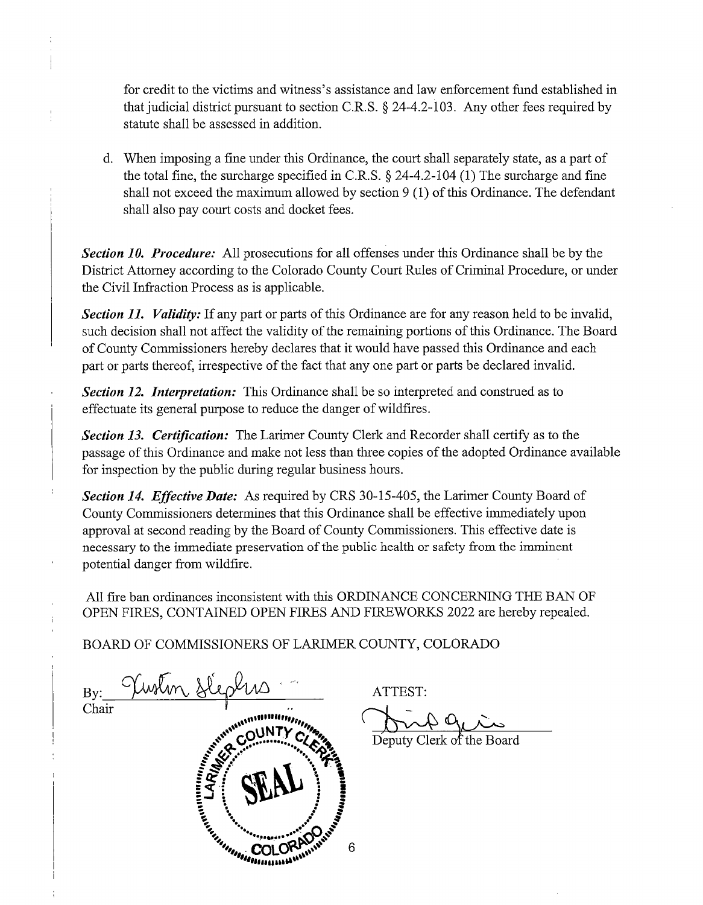for credit to the victims and witness's assistance and law enforcement fund established in that judicial district pursuant to section C.R.S. § 24-4.2-103. Any other fees required by statute shall be assessed in addition.

d. When imposing a fine under this Ordinance, the court shall separately state, as a part of the total fine, the surcharge specified in C.R.S. § 24-4.2-104 (1) The surcharge and fine shall not exceed the maximum allowed by section 9 (1) of this Ordinance. The defendant shall also pay court costs and docket fees.

***Section 10. Procedure:*** All prosecutions for all offenses under this Ordinance shall be by the District Attorney according to the Colorado County Court Rules of Criminal Procedure, or under the Civil Infraction Process as is applicable.

***Section 11. Validity:*** If any part or parts of this Ordinance are for any reason held to be invalid, such decision shall not affect the validity of the remaining portions of this Ordinance. The Board of County Commissioners hereby declares that it would have passed this Ordinance and each part or parts thereof, irrespective of the fact that any one part or parts be declared invalid.

***Section 12. Interpretation:*** This Ordinance shall be so interpreted and construed as to effectuate its general purpose to reduce the danger of wildfires.

***Section 13. Certification:*** The Larimer County Clerk and Recorder shall certify as to the passage of this Ordinance and make not less than three copies of the adopted Ordinance available for inspection by the public during regular business hours.

***Section 14. Effective Date:*** As required by CRS 30-15-405, the Larimer County Board of County Commissioners determines that this Ordinance shall be effective immediately upon approval at second reading by the Board of County Commissioners. This effective date is necessary to the immediate preservation of the public health or safety from the imminent potential danger from wildfire.

All fire ban ordinances inconsistent with this ORDINANCE CONCERNING THE BAN OF OPEN FIRES, CONTAINED OPEN FIRES AND FIREWORKS 2022 are hereby repealed.

BOARD OF COMMISSIONERS OF LARIMER COUNTY, COLORADO

By: Kristin Stephens
Chair

ATTEST:

Deputy Clerk of the Board

LARIMER COUNTY CLERK SEAL COLORADO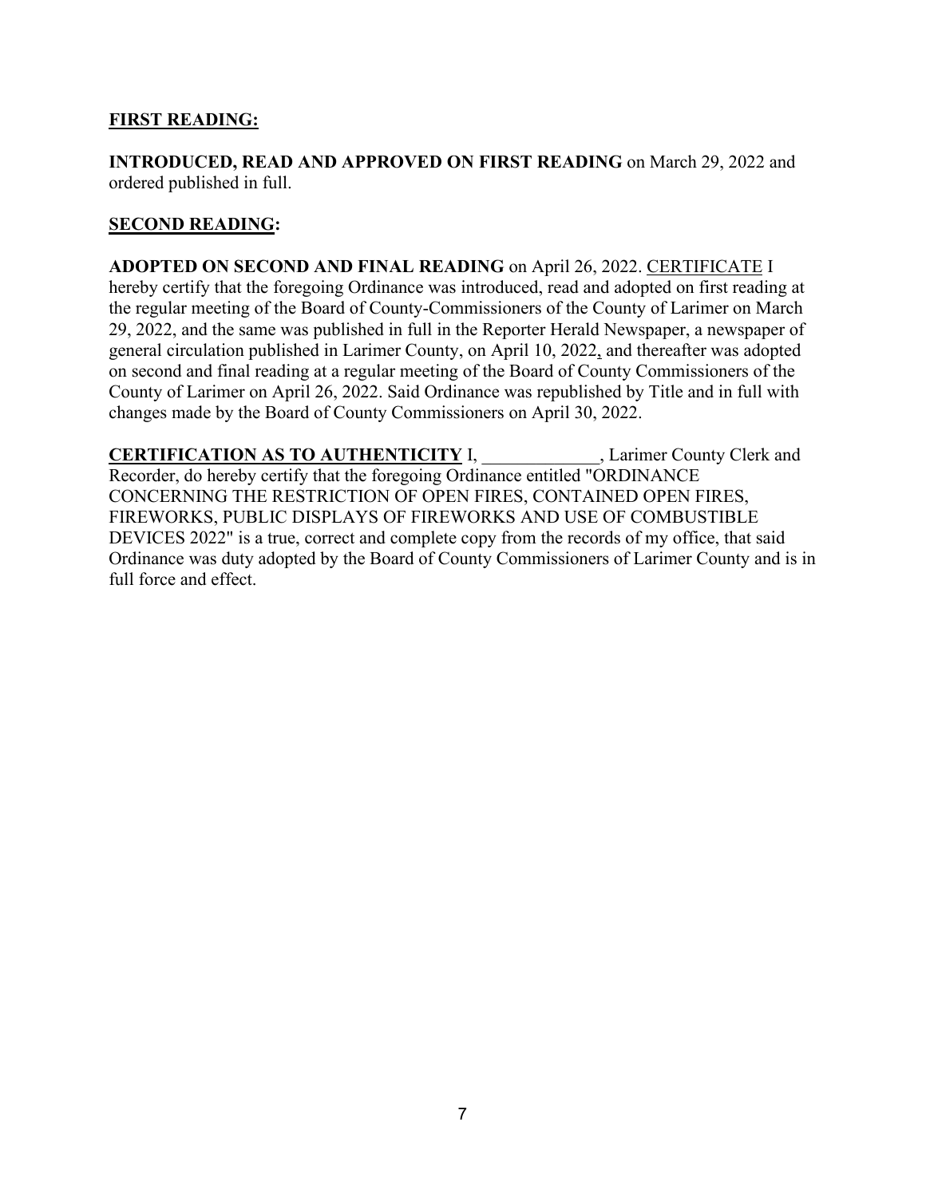**FIRST READING:**

**INTRODUCED, READ AND APPROVED ON FIRST READING** on March 29, 2022 and ordered published in full.

**SECOND READING:**

**ADOPTED ON SECOND AND FINAL READING** on April 26, 2022. CERTIFICATE I hereby certify that the foregoing Ordinance was introduced, read and adopted on first reading at the regular meeting of the Board of County-Commissioners of the County of Larimer on March 29, 2022, and the same was published in full in the Reporter Herald Newspaper, a newspaper of general circulation published in Larimer County, on April 10, 2022, and thereafter was adopted on second and final reading at a regular meeting of the Board of County Commissioners of the County of Larimer on April 26, 2022. Said Ordinance was republished by Title and in full with changes made by the Board of County Commissioners on April 30, 2022.

**CERTIFICATION AS TO AUTHENTICITY** I, _____________, Larimer County Clerk and Recorder, do hereby certify that the foregoing Ordinance entitled "ORDINANCE CONCERNING THE RESTRICTION OF OPEN FIRES, CONTAINED OPEN FIRES, FIREWORKS, PUBLIC DISPLAYS OF FIREWORKS AND USE OF COMBUSTIBLE DEVICES 2022" is a true, correct and complete copy from the records of my office, that said Ordinance was duty adopted by the Board of County Commissioners of Larimer County and is in full force and effect.